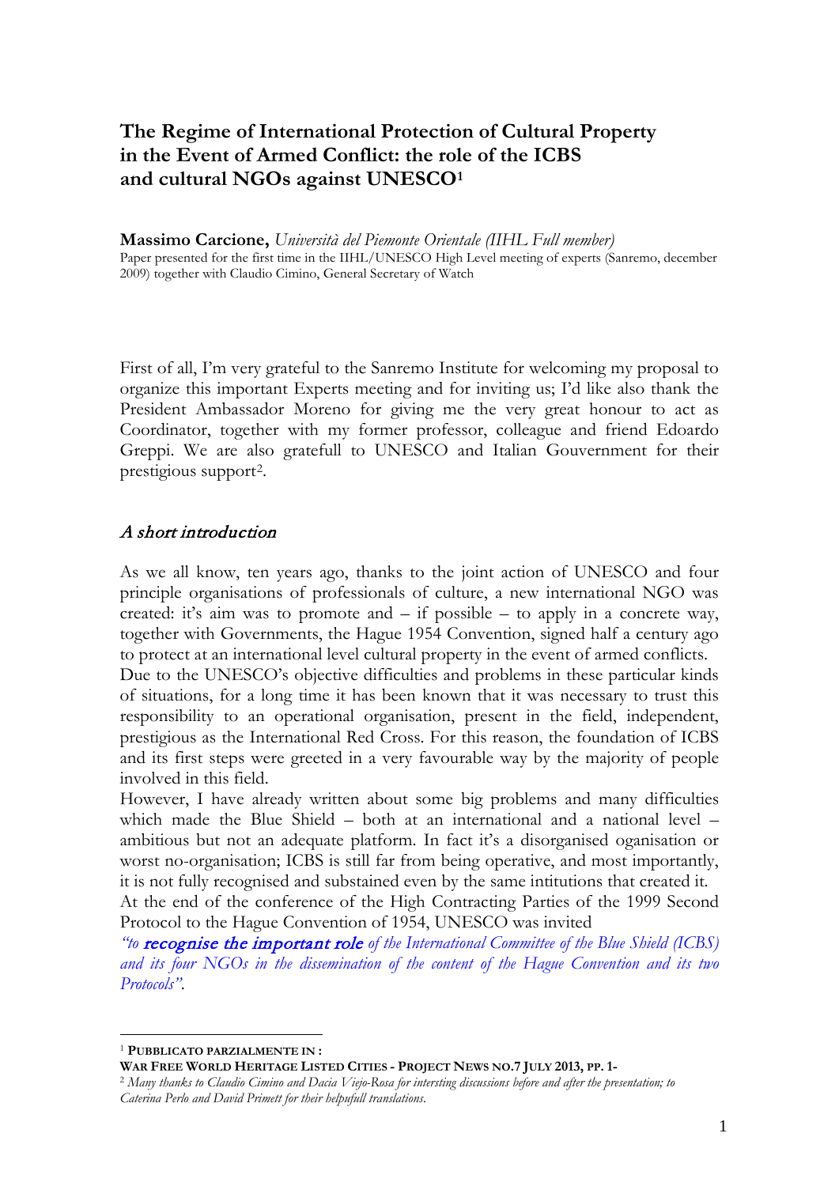# The Regime of International Protection of Cultural Property in the Event of Armed Conflict: the role of the ICBS and cultural NGOs against UNESCO[1]

**Massimo Carcione,** *Università del Piemonte Orientale (IIHL Full member)*
Paper presented for the first time in the IIHL/UNESCO High Level meeting of experts (Sanremo, december 2009) together with Claudio Cimino, General Secretary of Watch

First of all, I'm very grateful to the Sanremo Institute for welcoming my proposal to organize this important Experts meeting and for inviting us; I'd like also thank the President Ambassador Moreno for giving me the very great honour to act as Coordinator, together with my former professor, colleague and friend Edoardo Greppi. We are also gratefull to UNESCO and Italian Gouvernment for their prestigious support[2].

## *A short introduction*

As we all know, ten years ago, thanks to the joint action of UNESCO and four principle organisations of professionals of culture, a new international NGO was created: it's aim was to promote and – if possible – to apply in a concrete way, together with Governments, the Hague 1954 Convention, signed half a century ago to protect at an international level cultural property in the event of armed conflicts.
Due to the UNESCO's objective difficulties and problems in these particular kinds of situations, for a long time it has been known that it was necessary to trust this responsibility to an operational organisation, present in the field, independent, prestigious as the International Red Cross. For this reason, the foundation of ICBS and its first steps were greeted in a very favourable way by the majority of people involved in this field.
However, I have already written about some big problems and many difficulties which made the Blue Shield – both at an international and a national level – ambitious but not an adequate platform. In fact it's a disorganised oganisation or worst no-organisation; ICBS is still far from being operative, and most importantly, it is not fully recognised and substained even by the same intitutions that created it.
At the end of the conference of the High Contracting Parties of the 1999 Second Protocol to the Hague Convention of 1954, UNESCO was invited
*"to **recognise the important role** of the International Committee of the Blue Shield (ICBS) and its four NGOs in the dissemination of the content of the Hague Convention and its two Protocols".*

---

[1] **PUBBLICATO PARZIALMENTE IN :**
**WAR FREE WORLD HERITAGE LISTED CITIES - PROJECT NEWS NO.7 JULY 2013, PP. 1-**

[2] *Many thanks to Claudio Cimino and Dacia Viejo-Rosa for intersting discussions before and after the presentation; to Caterina Perlo and David Primett for their helpufull translations.*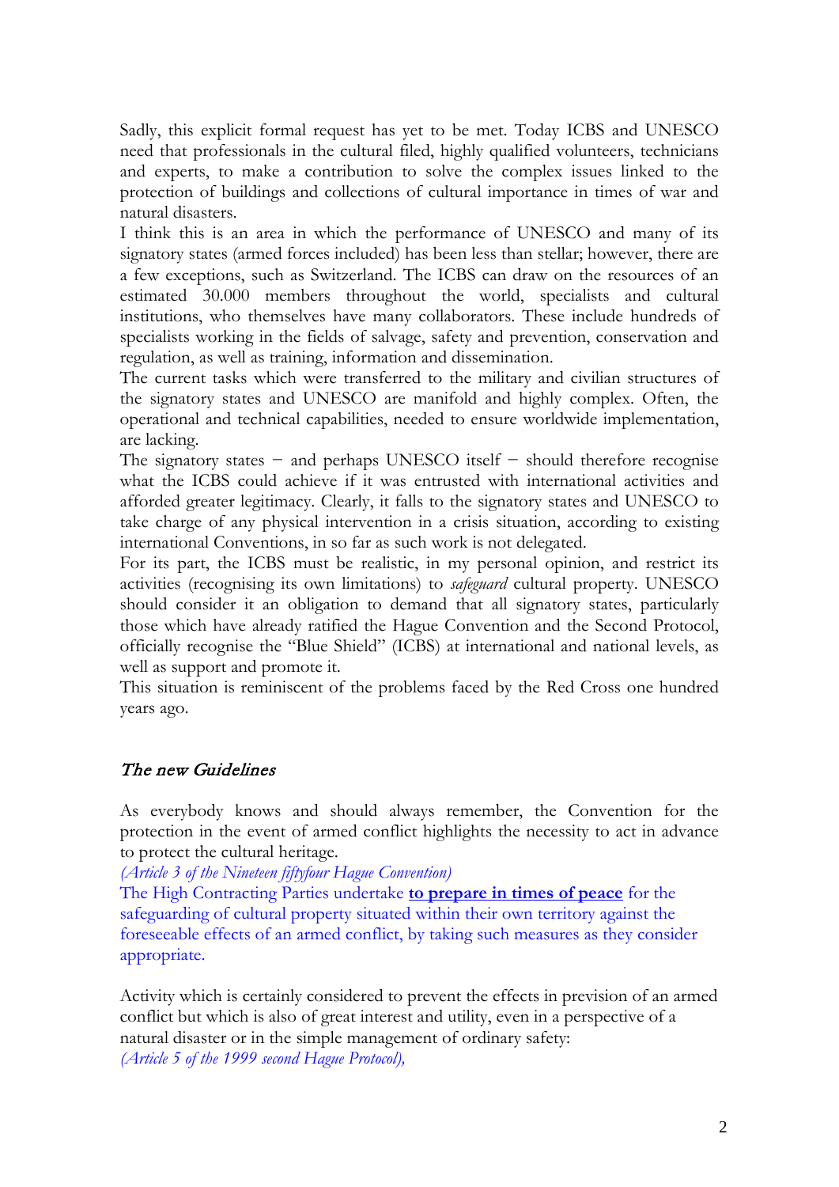Sadly, this explicit formal request has yet to be met. Today ICBS and UNESCO need that professionals in the cultural filed, highly qualified volunteers, technicians and experts, to make a contribution to solve the complex issues linked to the protection of buildings and collections of cultural importance in times of war and natural disasters.

I think this is an area in which the performance of UNESCO and many of its signatory states (armed forces included) has been less than stellar; however, there are a few exceptions, such as Switzerland. The ICBS can draw on the resources of an estimated 30.000 members throughout the world, specialists and cultural institutions, who themselves have many collaborators. These include hundreds of specialists working in the fields of salvage, safety and prevention, conservation and regulation, as well as training, information and dissemination.

The current tasks which were transferred to the military and civilian structures of the signatory states and UNESCO are manifold and highly complex. Often, the operational and technical capabilities, needed to ensure worldwide implementation, are lacking.

The signatory states – and perhaps UNESCO itself – should therefore recognise what the ICBS could achieve if it was entrusted with international activities and afforded greater legitimacy. Clearly, it falls to the signatory states and UNESCO to take charge of any physical intervention in a crisis situation, according to existing international Conventions, in so far as such work is not delegated.

For its part, the ICBS must be realistic, in my personal opinion, and restrict its activities (recognising its own limitations) to *safeguard* cultural property. UNESCO should consider it an obligation to demand that all signatory states, particularly those which have already ratified the Hague Convention and the Second Protocol, officially recognise the "Blue Shield" (ICBS) at international and national levels, as well as support and promote it.

This situation is reminiscent of the problems faced by the Red Cross one hundred years ago.

## *The new Guidelines*

As everybody knows and should always remember, the Convention for the protection in the event of armed conflict highlights the necessity to act in advance to protect the cultural heritage.

*(Article 3 of the Nineteen fiftyfour Hague Convention)*

The High Contracting Parties undertake **to prepare in times of peace** for the safeguarding of cultural property situated within their own territory against the foreseeable effects of an armed conflict, by taking such measures as they consider appropriate.

Activity which is certainly considered to prevent the effects in prevision of an armed conflict but which is also of great interest and utility, even in a perspective of a natural disaster or in the simple management of ordinary safety:

*(Article 5 of the 1999 second Hague Protocol),*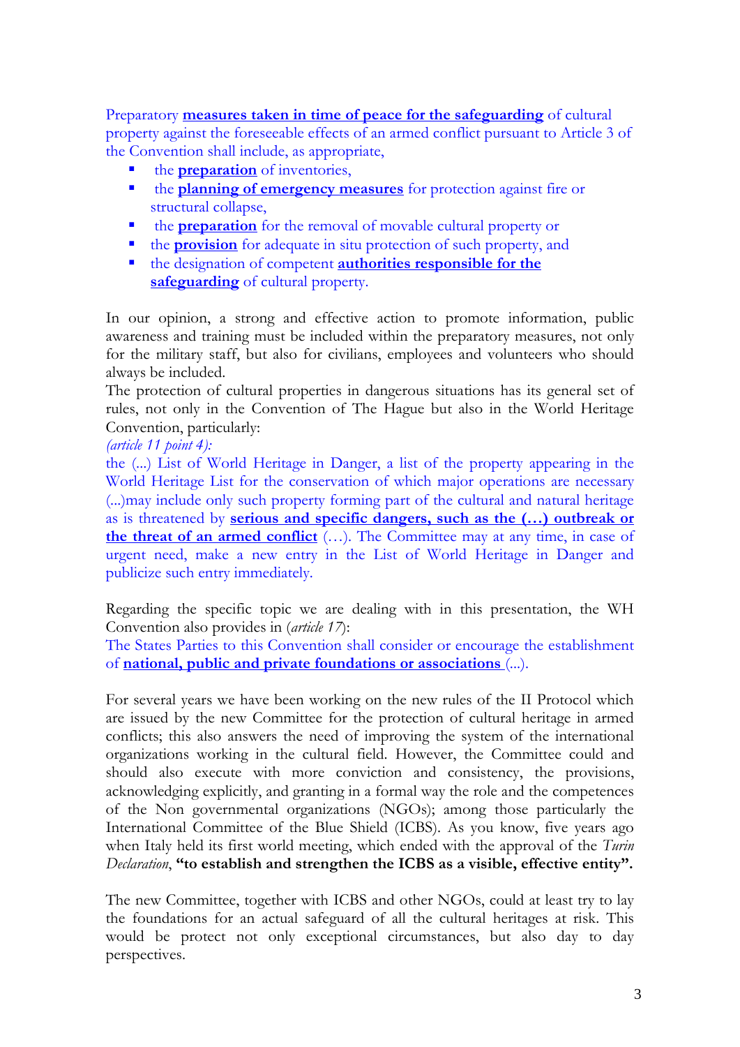Preparatory **measures taken in time of peace for the safeguarding** of cultural property against the foreseeable effects of an armed conflict pursuant to Article 3 of the Convention shall include, as appropriate,

- the **preparation** of inventories,
- the **planning of emergency measures** for protection against fire or structural collapse,
- the **preparation** for the removal of movable cultural property or
- the **provision** for adequate in situ protection of such property, and
- the designation of competent **authorities responsible for the safeguarding** of cultural property.

In our opinion, a strong and effective action to promote information, public awareness and training must be included within the preparatory measures, not only for the military staff, but also for civilians, employees and volunteers who should always be included.
The protection of cultural properties in dangerous situations has its general set of rules, not only in the Convention of The Hague but also in the World Heritage Convention, particularly:
*(article 11 point 4):*
the (...) List of World Heritage in Danger, a list of the property appearing in the World Heritage List for the conservation of which major operations are necessary (...)may include only such property forming part of the cultural and natural heritage as is threatened by **serious and specific dangers, such as the (…) outbreak or the threat of an armed conflict** (…). The Committee may at any time, in case of urgent need, make a new entry in the List of World Heritage in Danger and publicize such entry immediately.

Regarding the specific topic we are dealing with in this presentation, the WH Convention also provides in (*article 17*):
The States Parties to this Convention shall consider or encourage the establishment of **national, public and private foundations or associations** (...).

For several years we have been working on the new rules of the II Protocol which are issued by the new Committee for the protection of cultural heritage in armed conflicts; this also answers the need of improving the system of the international organizations working in the cultural field. However, the Committee could and should also execute with more conviction and consistency, the provisions, acknowledging explicitly, and granting in a formal way the role and the competences of the Non governmental organizations (NGOs); among those particularly the International Committee of the Blue Shield (ICBS). As you know, five years ago when Italy held its first world meeting, which ended with the approval of the *Turin Declaration*, **"to establish and strengthen the ICBS as a visible, effective entity".**

The new Committee, together with ICBS and other NGOs, could at least try to lay the foundations for an actual safeguard of all the cultural heritages at risk. This would be protect not only exceptional circumstances, but also day to day perspectives.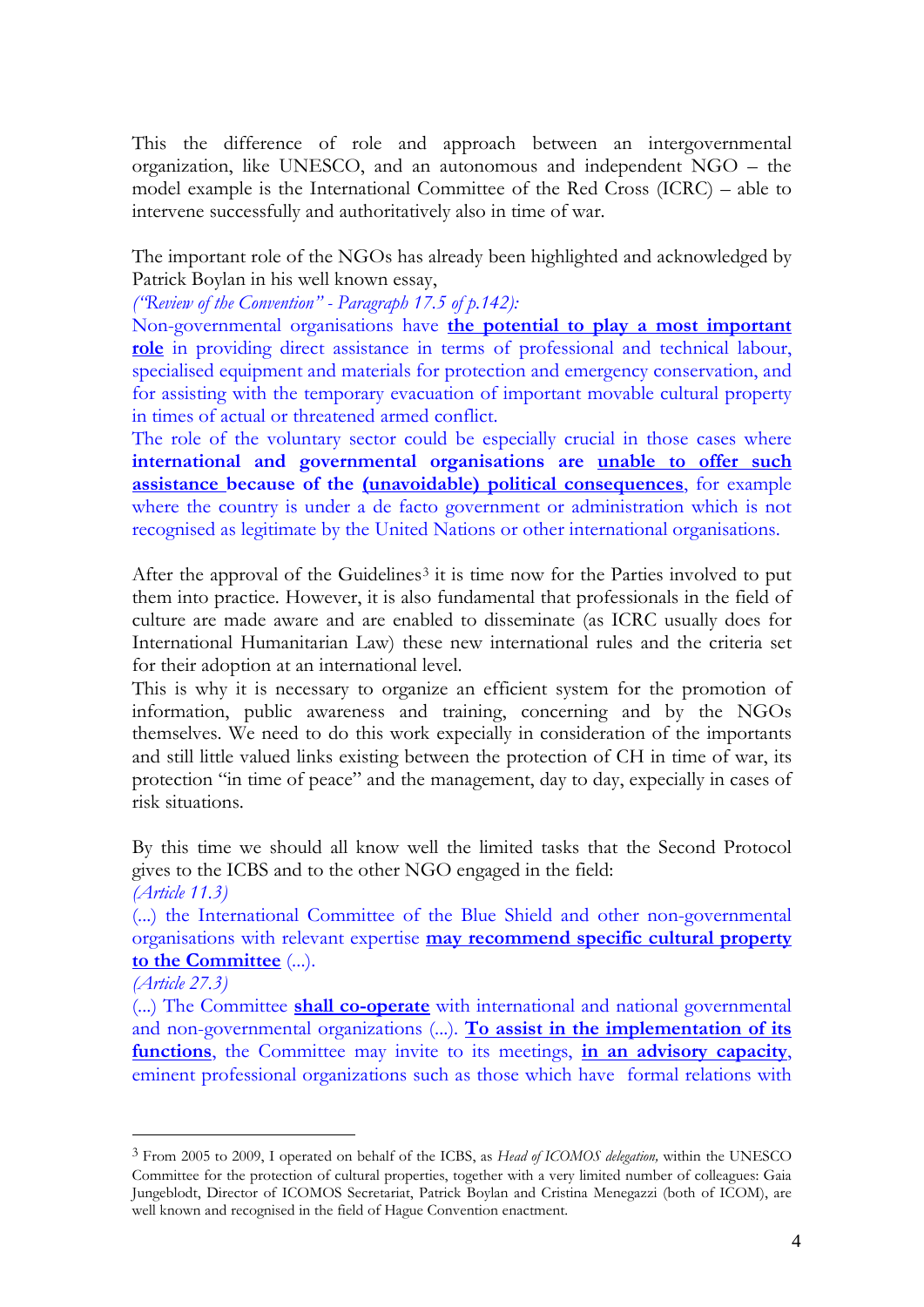This the difference of role and approach between an intergovernmental organization, like UNESCO, and an autonomous and independent NGO – the model example is the International Committee of the Red Cross (ICRC) – able to intervene successfully and authoritatively also in time of war.

The important role of the NGOs has already been highlighted and acknowledged by Patrick Boylan in his well known essay,

*("Review of the Convention" - Paragraph 17.5 of p.142):*

Non-governmental organisations have **the potential to play a most important role** in providing direct assistance in terms of professional and technical labour, specialised equipment and materials for protection and emergency conservation, and for assisting with the temporary evacuation of important movable cultural property in times of actual or threatened armed conflict.

The role of the voluntary sector could be especially crucial in those cases where **international and governmental organisations are unable to offer such assistance because of the (unavoidable) political consequences**, for example where the country is under a de facto government or administration which is not recognised as legitimate by the United Nations or other international organisations.

After the approval of the Guidelines[3] it is time now for the Parties involved to put them into practice. However, it is also fundamental that professionals in the field of culture are made aware and are enabled to disseminate (as ICRC usually does for International Humanitarian Law) these new international rules and the criteria set for their adoption at an international level.

This is why it is necessary to organize an efficient system for the promotion of information, public awareness and training, concerning and by the NGOs themselves. We need to do this work expecially in consideration of the importants and still little valued links existing between the protection of CH in time of war, its protection "in time of peace" and the management, day to day, expecially in cases of risk situations.

By this time we should all know well the limited tasks that the Second Protocol gives to the ICBS and to the other NGO engaged in the field:

*(Article 11.3)*

(...) the International Committee of the Blue Shield and other non-governmental organisations with relevant expertise **may recommend specific cultural property to the Committee** (...).

*(Article 27.3)*

(...) The Committee **shall co-operate** with international and national governmental and non-governmental organizations (...). **To assist in the implementation of its functions**, the Committee may invite to its meetings, **in an advisory capacity**, eminent professional organizations such as those which have formal relations with

---

[3] From 2005 to 2009, I operated on behalf of the ICBS, as *Head of ICOMOS delegation,* within the UNESCO Committee for the protection of cultural properties, together with a very limited number of colleagues: Gaia Jungeblodt, Director of ICOMOS Secretariat, Patrick Boylan and Cristina Menegazzi (both of ICOM), are well known and recognised in the field of Hague Convention enactment.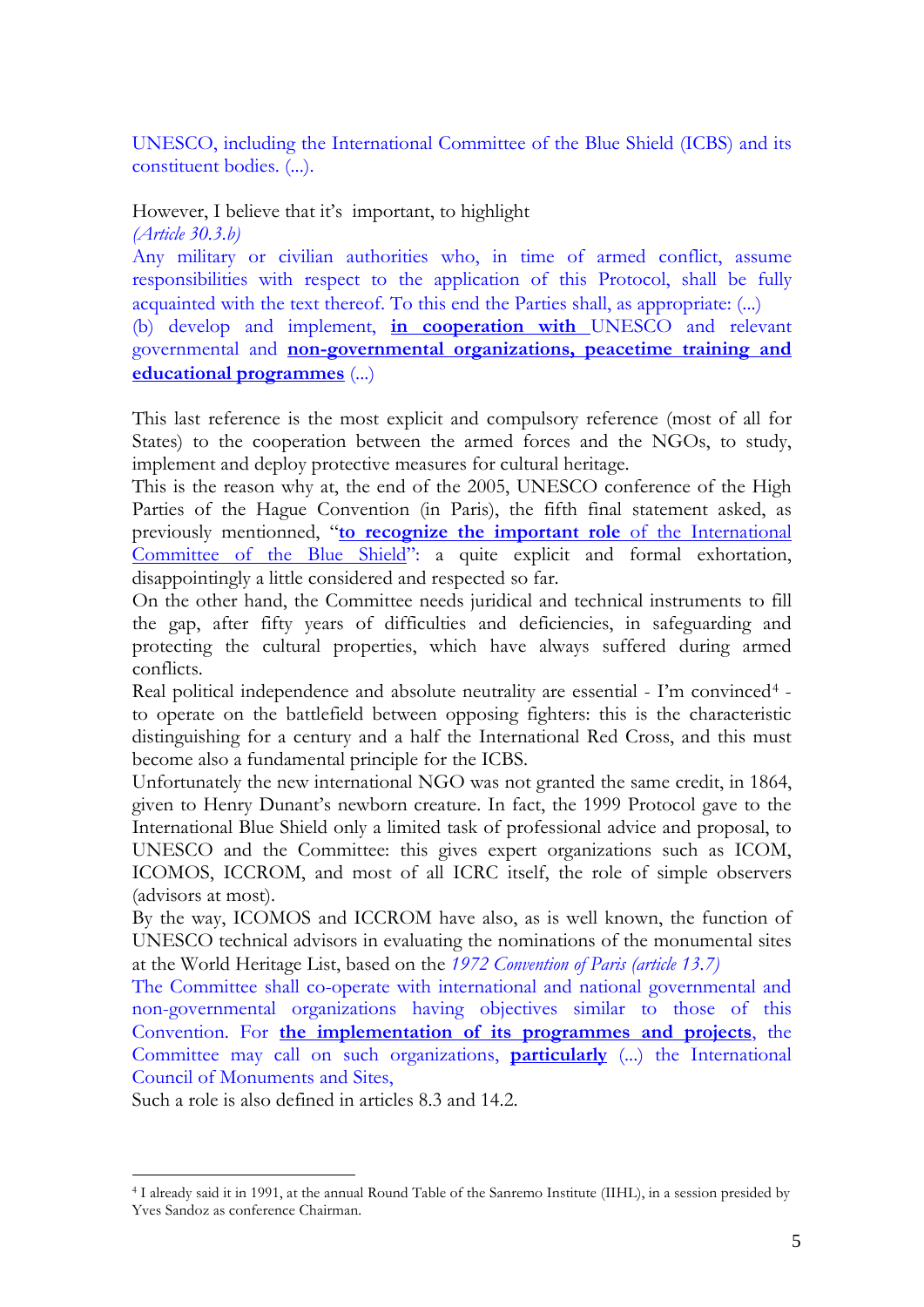UNESCO, including the International Committee of the Blue Shield (ICBS) and its constituent bodies. (...).

However, I believe that it's important, to highlight
*(Article 30.3.b)*
Any military or civilian authorities who, in time of armed conflict, assume responsibilities with respect to the application of this Protocol, shall be fully acquainted with the text thereof. To this end the Parties shall, as appropriate: (...)
(b) develop and implement, **in cooperation with** UNESCO and relevant governmental and **non-governmental organizations, peacetime training and educational programmes** (...)

This last reference is the most explicit and compulsory reference (most of all for States) to the cooperation between the armed forces and the NGOs, to study, implement and deploy protective measures for cultural heritage.
This is the reason why at, the end of the 2005, UNESCO conference of the High Parties of the Hague Convention (in Paris), the fifth final statement asked, as previously mentionned, "**to recognize the important role** of the International Committee of the Blue Shield": a quite explicit and formal exhortation, disappointingly a little considered and respected so far.
On the other hand, the Committee needs juridical and technical instruments to fill the gap, after fifty years of difficulties and deficiencies, in safeguarding and protecting the cultural properties, which have always suffered during armed conflicts.
Real political independence and absolute neutrality are essential - I'm convinced[4] - to operate on the battlefield between opposing fighters: this is the characteristic distinguishing for a century and a half the International Red Cross, and this must become also a fundamental principle for the ICBS.
Unfortunately the new international NGO was not granted the same credit, in 1864, given to Henry Dunant's newborn creature. In fact, the 1999 Protocol gave to the International Blue Shield only a limited task of professional advice and proposal, to UNESCO and the Committee: this gives expert organizations such as ICOM, ICOMOS, ICCROM, and most of all ICRC itself, the role of simple observers (advisors at most).
By the way, ICOMOS and ICCROM have also, as is well known, the function of UNESCO technical advisors in evaluating the nominations of the monumental sites at the World Heritage List, based on the *1972 Convention of Paris (article 13.7)*
The Committee shall co-operate with international and national governmental and non-governmental organizations having objectives similar to those of this Convention. For **the implementation of its programmes and projects**, the Committee may call on such organizations, **particularly** (...) the International Council of Monuments and Sites,
Such a role is also defined in articles 8.3 and 14.2.

[4] I already said it in 1991, at the annual Round Table of the Sanremo Institute (IIHL), in a session presided by Yves Sandoz as conference Chairman.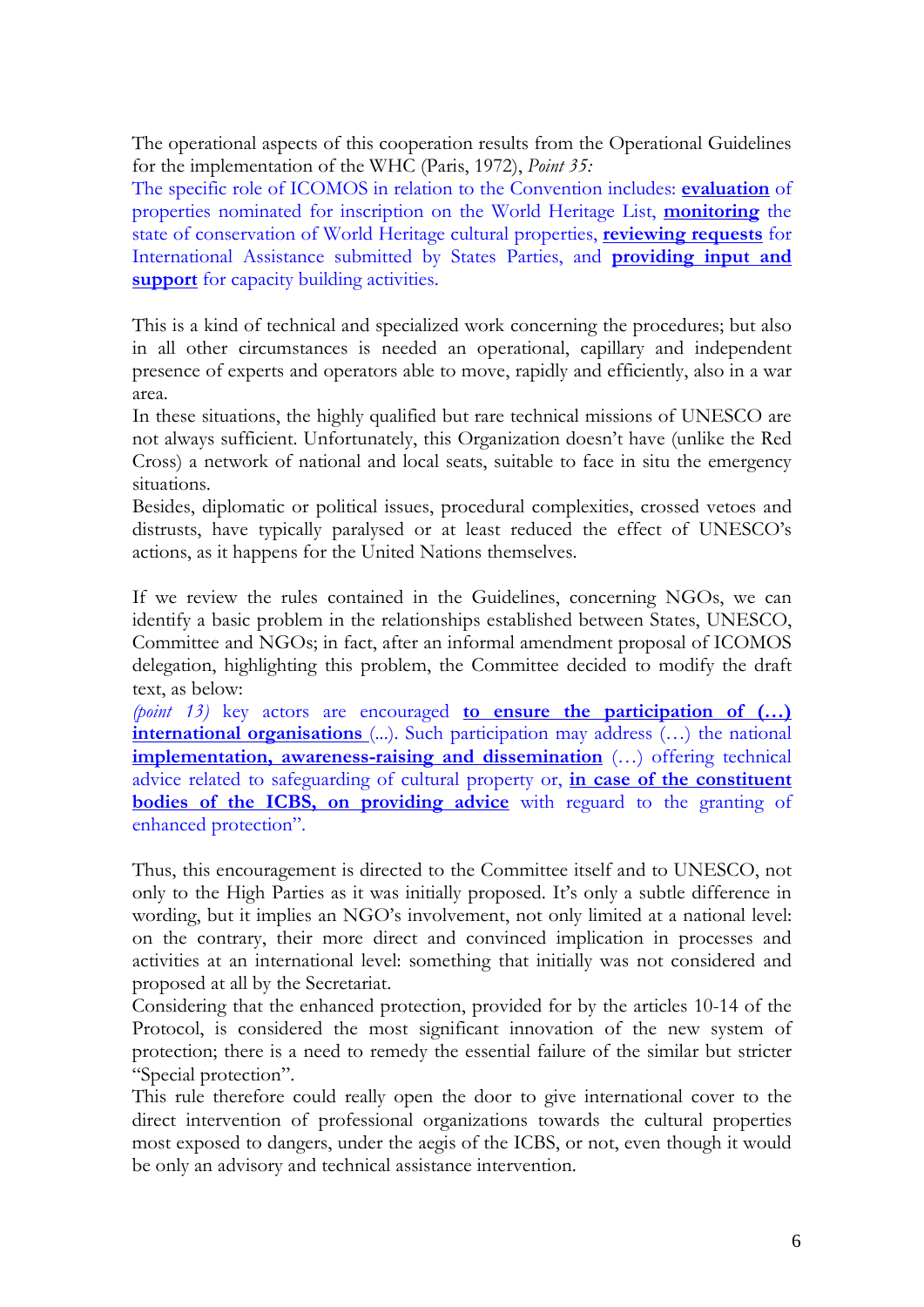The operational aspects of this cooperation results from the Operational Guidelines for the implementation of the WHC (Paris, 1972), *Point 35:*

The specific role of ICOMOS in relation to the Convention includes: **evaluation** of properties nominated for inscription on the World Heritage List, **monitoring** the state of conservation of World Heritage cultural properties, **reviewing requests** for International Assistance submitted by States Parties, and **providing input and support** for capacity building activities.

This is a kind of technical and specialized work concerning the procedures; but also in all other circumstances is needed an operational, capillary and independent presence of experts and operators able to move, rapidly and efficiently, also in a war area.

In these situations, the highly qualified but rare technical missions of UNESCO are not always sufficient. Unfortunately, this Organization doesn't have (unlike the Red Cross) a network of national and local seats, suitable to face in situ the emergency situations.

Besides, diplomatic or political issues, procedural complexities, crossed vetoes and distrusts, have typically paralysed or at least reduced the effect of UNESCO's actions, as it happens for the United Nations themselves.

If we review the rules contained in the Guidelines, concerning NGOs, we can identify a basic problem in the relationships established between States, UNESCO, Committee and NGOs; in fact, after an informal amendment proposal of ICOMOS delegation, highlighting this problem, the Committee decided to modify the draft text, as below:

*(point 13)* key actors are encouraged **to ensure the participation of (…) international organisations** (...). Such participation may address (…) the national **implementation, awareness-raising and dissemination** (…) offering technical advice related to safeguarding of cultural property or, **in case of the constituent bodies of the ICBS, on providing advice** with reguard to the granting of enhanced protection".

Thus, this encouragement is directed to the Committee itself and to UNESCO, not only to the High Parties as it was initially proposed. It's only a subtle difference in wording, but it implies an NGO's involvement, not only limited at a national level: on the contrary, their more direct and convinced implication in processes and activities at an international level: something that initially was not considered and proposed at all by the Secretariat.

Considering that the enhanced protection, provided for by the articles 10-14 of the Protocol, is considered the most significant innovation of the new system of protection; there is a need to remedy the essential failure of the similar but stricter "Special protection".

This rule therefore could really open the door to give international cover to the direct intervention of professional organizations towards the cultural properties most exposed to dangers, under the aegis of the ICBS, or not, even though it would be only an advisory and technical assistance intervention.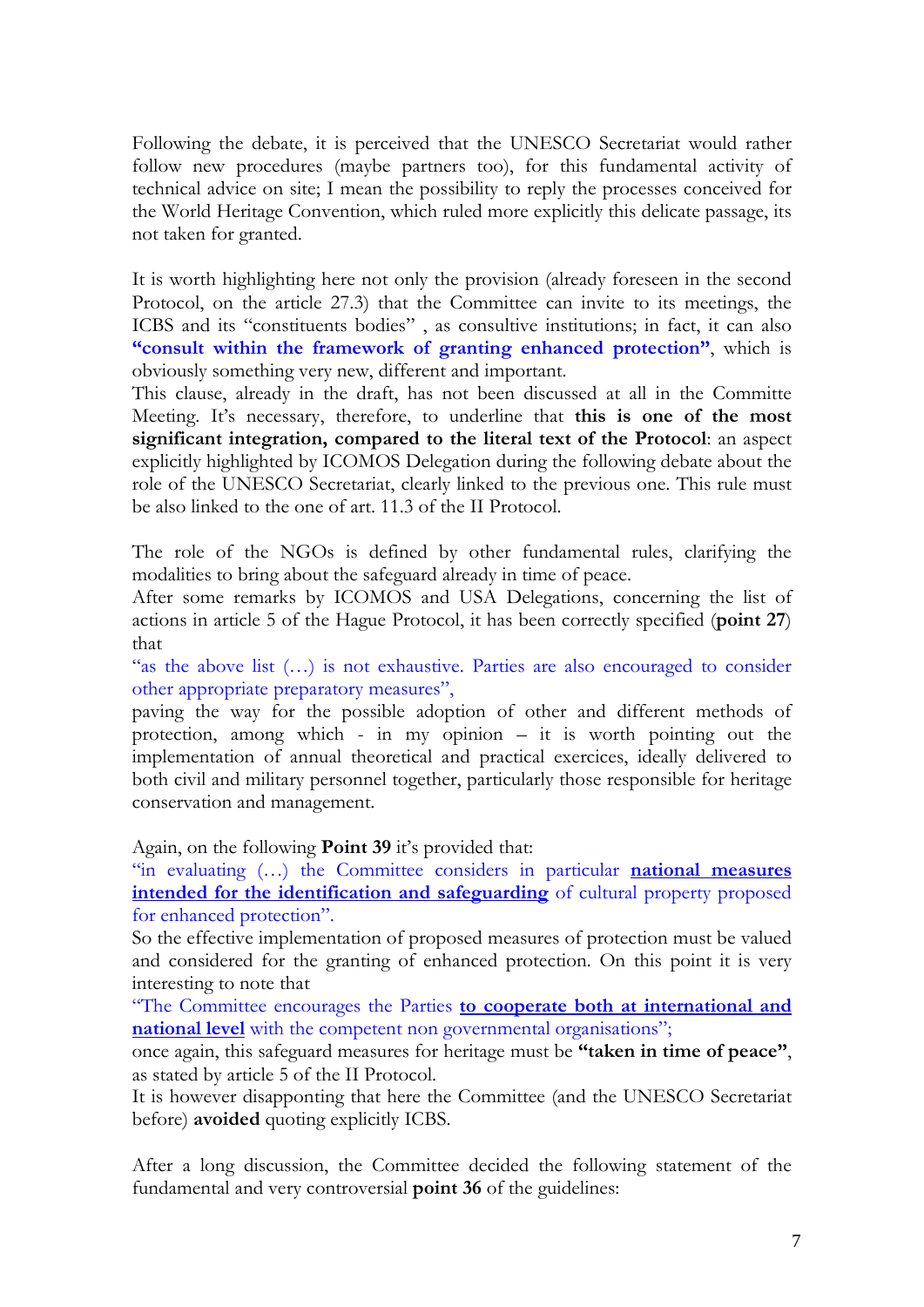Following the debate, it is perceived that the UNESCO Secretariat would rather follow new procedures (maybe partners too), for this fundamental activity of technical advice on site; I mean the possibility to reply the processes conceived for the World Heritage Convention, which ruled more explicitly this delicate passage, its not taken for granted.

It is worth highlighting here not only the provision (already foreseen in the second Protocol, on the article 27.3) that the Committee can invite to its meetings, the ICBS and its "constituents bodies" , as consultive institutions; in fact, it can also **"consult within the framework of granting enhanced protection"**, which is obviously something very new, different and important.
This clause, already in the draft, has not been discussed at all in the Committe Meeting. It's necessary, therefore, to underline that **this is one of the most significant integration, compared to the literal text of the Protocol**: an aspect explicitly highlighted by ICOMOS Delegation during the following debate about the role of the UNESCO Secretariat, clearly linked to the previous one. This rule must be also linked to the one of art. 11.3 of the II Protocol.

The role of the NGOs is defined by other fundamental rules, clarifying the modalities to bring about the safeguard already in time of peace.
After some remarks by ICOMOS and USA Delegations, concerning the list of actions in article 5 of the Hague Protocol, it has been correctly specified (**point 27**) that
"as the above list (…) is not exhaustive. Parties are also encouraged to consider other appropriate preparatory measures",
paving the way for the possible adoption of other and different methods of protection, among which - in my opinion – it is worth pointing out the implementation of annual theoretical and practical exercices, ideally delivered to both civil and military personnel together, particularly those responsible for heritage conservation and management.

Again, on the following **Point 39** it's provided that:
"in evaluating (…) the Committee considers in particular **national measures intended for the identification and safeguarding** of cultural property proposed for enhanced protection".
So the effective implementation of proposed measures of protection must be valued and considered for the granting of enhanced protection. On this point it is very interesting to note that
"The Committee encourages the Parties **to cooperate both at international and national level** with the competent non governmental organisations";
once again, this safeguard measures for heritage must be **"taken in time of peace"**, as stated by article 5 of the II Protocol.
It is however disapponting that here the Committee (and the UNESCO Secretariat before) **avoided** quoting explicitly ICBS.

After a long discussion, the Committee decided the following statement of the fundamental and very controversial **point 36** of the guidelines: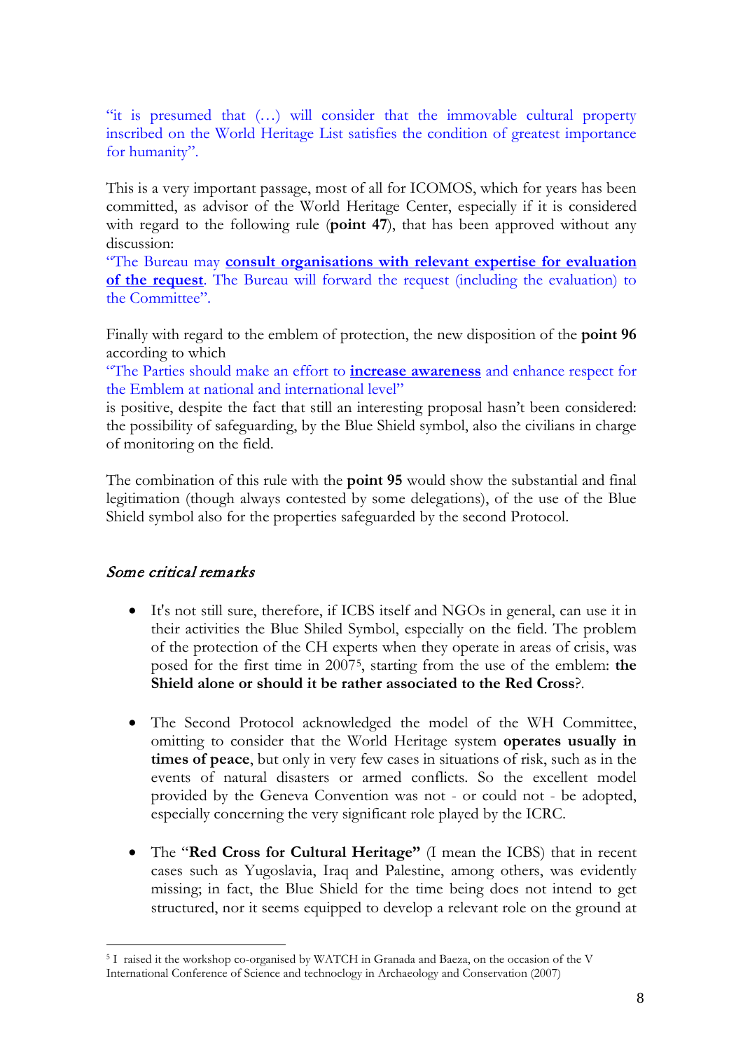"it is presumed that (…) will consider that the immovable cultural property inscribed on the World Heritage List satisfies the condition of greatest importance for humanity".

This is a very important passage, most of all for ICOMOS, which for years has been committed, as advisor of the World Heritage Center, especially if it is considered with regard to the following rule (**point 47**), that has been approved without any discussion:

"The Bureau may **consult organisations with relevant expertise for evaluation of the request**. The Bureau will forward the request (including the evaluation) to the Committee".

Finally with regard to the emblem of protection, the new disposition of the **point 96** according to which

"The Parties should make an effort to **increase awareness** and enhance respect for the Emblem at national and international level"

is positive, despite the fact that still an interesting proposal hasn't been considered: the possibility of safeguarding, by the Blue Shield symbol, also the civilians in charge of monitoring on the field.

The combination of this rule with the **point 95** would show the substantial and final legitimation (though always contested by some delegations), of the use of the Blue Shield symbol also for the properties safeguarded by the second Protocol.

### *Some critical remarks*

- It's not still sure, therefore, if ICBS itself and NGOs in general, can use it in their activities the Blue Shiled Symbol, especially on the field. The problem of the protection of the CH experts when they operate in areas of crisis, was posed for the first time in 2007[5], starting from the use of the emblem: **the Shield alone or should it be rather associated to the Red Cross**?.

- The Second Protocol acknowledged the model of the WH Committee, omitting to consider that the World Heritage system **operates usually in times of peace**, but only in very few cases in situations of risk, such as in the events of natural disasters or armed conflicts. So the excellent model provided by the Geneva Convention was not - or could not - be adopted, especially concerning the very significant role played by the ICRC.

- The "**Red Cross for Cultural Heritage"** (I mean the ICBS) that in recent cases such as Yugoslavia, Iraq and Palestine, among others, was evidently missing; in fact, the Blue Shield for the time being does not intend to get structured, nor it seems equipped to develop a relevant role on the ground at

[5] I raised it the workshop co-organised by WATCH in Granada and Baeza, on the occasion of the V International Conference of Science and technoclogy in Archaeology and Conservation (2007)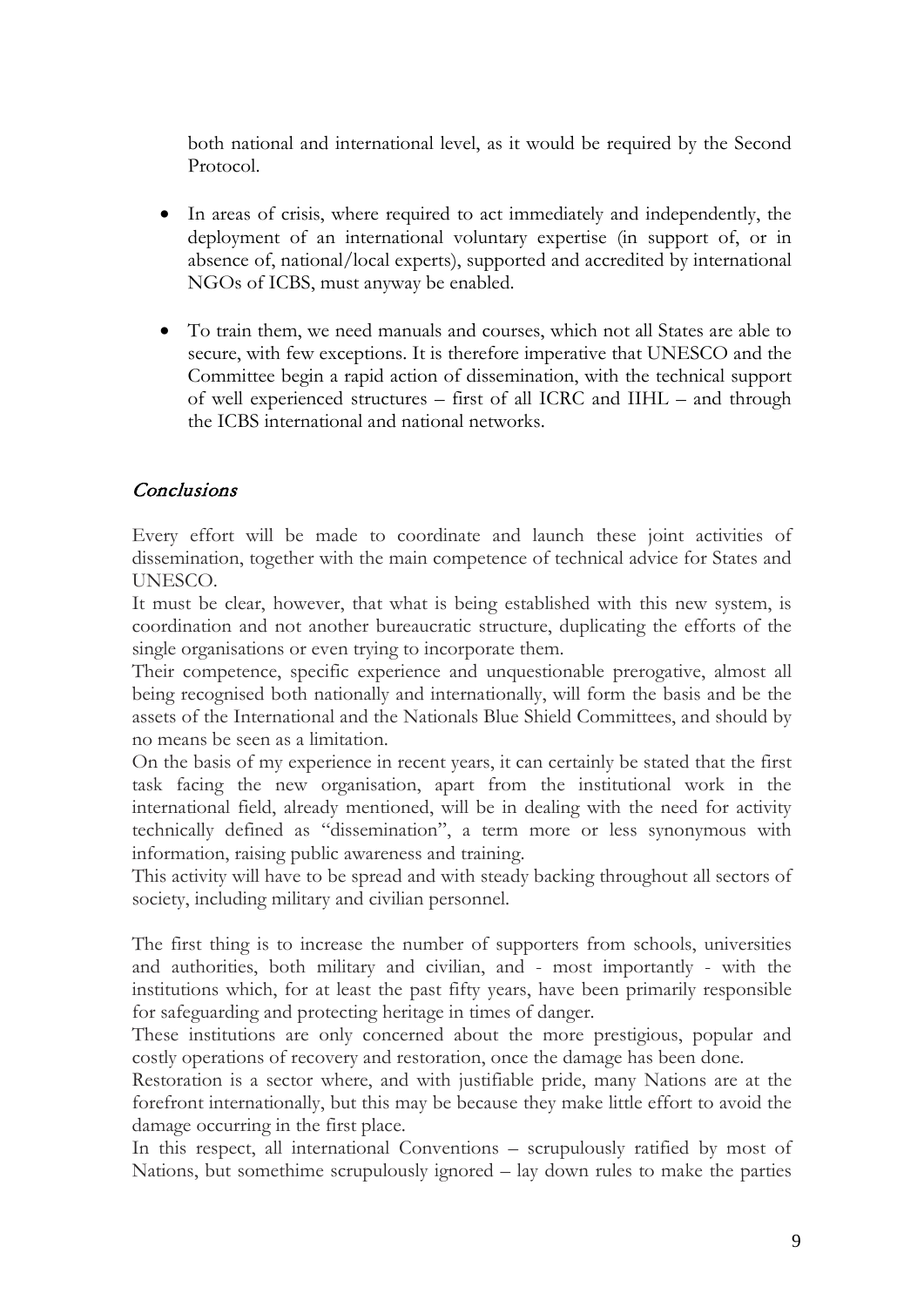both national and international level, as it would be required by the Second Protocol.

- In areas of crisis, where required to act immediately and independently, the deployment of an international voluntary expertise (in support of, or in absence of, national/local experts), supported and accredited by international NGOs of ICBS, must anyway be enabled.

- To train them, we need manuals and courses, which not all States are able to secure, with few exceptions. It is therefore imperative that UNESCO and the Committee begin a rapid action of dissemination, with the technical support of well experienced structures – first of all ICRC and IIHL – and through the ICBS international and national networks.

## *Conclusions*

Every effort will be made to coordinate and launch these joint activities of dissemination, together with the main competence of technical advice for States and UNESCO.
It must be clear, however, that what is being established with this new system, is coordination and not another bureaucratic structure, duplicating the efforts of the single organisations or even trying to incorporate them.
Their competence, specific experience and unquestionable prerogative, almost all being recognised both nationally and internationally, will form the basis and be the assets of the International and the Nationals Blue Shield Committees, and should by no means be seen as a limitation.
On the basis of my experience in recent years, it can certainly be stated that the first task facing the new organisation, apart from the institutional work in the international field, already mentioned, will be in dealing with the need for activity technically defined as "dissemination", a term more or less synonymous with information, raising public awareness and training.
This activity will have to be spread and with steady backing throughout all sectors of society, including military and civilian personnel.

The first thing is to increase the number of supporters from schools, universities and authorities, both military and civilian, and - most importantly - with the institutions which, for at least the past fifty years, have been primarily responsible for safeguarding and protecting heritage in times of danger.
These institutions are only concerned about the more prestigious, popular and costly operations of recovery and restoration, once the damage has been done.
Restoration is a sector where, and with justifiable pride, many Nations are at the forefront internationally, but this may be because they make little effort to avoid the damage occurring in the first place.
In this respect, all international Conventions – scrupulously ratified by most of Nations, but somethime scrupulously ignored – lay down rules to make the parties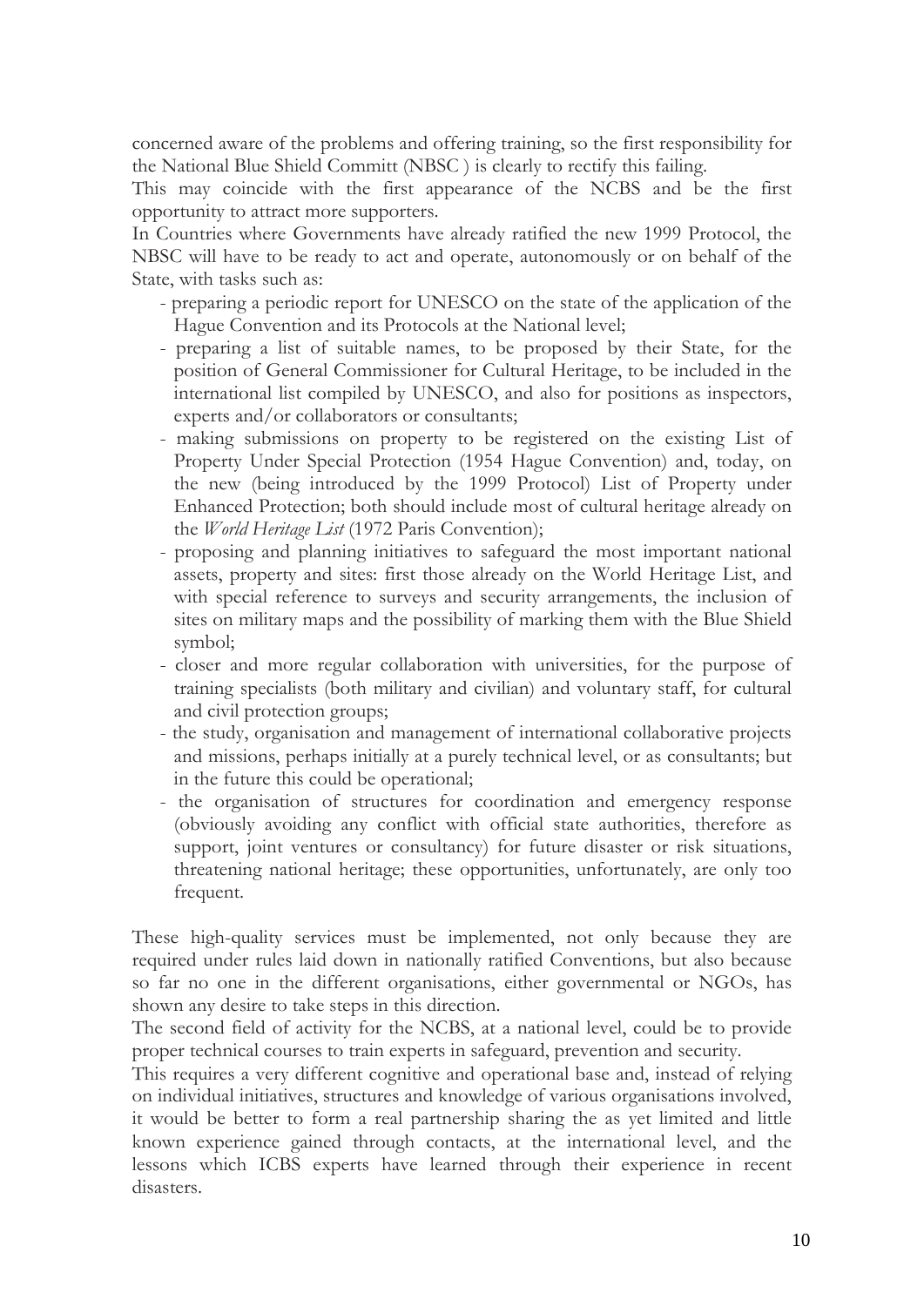concerned aware of the problems and offering training, so the first responsibility for the National Blue Shield Committ (NBSC ) is clearly to rectify this failing.

This may coincide with the first appearance of the NCBS and be the first opportunity to attract more supporters.

In Countries where Governments have already ratified the new 1999 Protocol, the NBSC will have to be ready to act and operate, autonomously or on behalf of the State, with tasks such as:

- preparing a periodic report for UNESCO on the state of the application of the Hague Convention and its Protocols at the National level;
- preparing a list of suitable names, to be proposed by their State, for the position of General Commissioner for Cultural Heritage, to be included in the international list compiled by UNESCO, and also for positions as inspectors, experts and/or collaborators or consultants;
- making submissions on property to be registered on the existing List of Property Under Special Protection (1954 Hague Convention) and, today, on the new (being introduced by the 1999 Protocol) List of Property under Enhanced Protection; both should include most of cultural heritage already on the *World Heritage List* (1972 Paris Convention);
- proposing and planning initiatives to safeguard the most important national assets, property and sites: first those already on the World Heritage List, and with special reference to surveys and security arrangements, the inclusion of sites on military maps and the possibility of marking them with the Blue Shield symbol;
- closer and more regular collaboration with universities, for the purpose of training specialists (both military and civilian) and voluntary staff, for cultural and civil protection groups;
- the study, organisation and management of international collaborative projects and missions, perhaps initially at a purely technical level, or as consultants; but in the future this could be operational;
- the organisation of structures for coordination and emergency response (obviously avoiding any conflict with official state authorities, therefore as support, joint ventures or consultancy) for future disaster or risk situations, threatening national heritage; these opportunities, unfortunately, are only too frequent.

These high-quality services must be implemented, not only because they are required under rules laid down in nationally ratified Conventions, but also because so far no one in the different organisations, either governmental or NGOs, has shown any desire to take steps in this direction.

The second field of activity for the NCBS, at a national level, could be to provide proper technical courses to train experts in safeguard, prevention and security.

This requires a very different cognitive and operational base and, instead of relying on individual initiatives, structures and knowledge of various organisations involved, it would be better to form a real partnership sharing the as yet limited and little known experience gained through contacts, at the international level, and the lessons which ICBS experts have learned through their experience in recent disasters.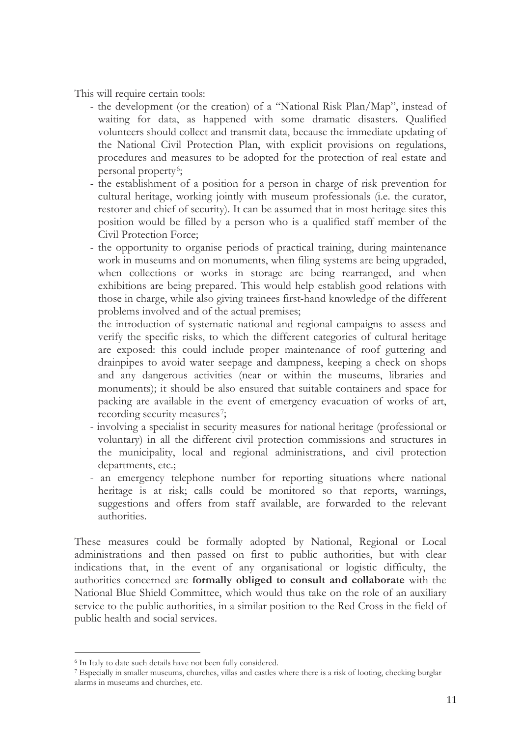This will require certain tools:

- the development (or the creation) of a "National Risk Plan/Map", instead of waiting for data, as happened with some dramatic disasters. Qualified volunteers should collect and transmit data, because the immediate updating of the National Civil Protection Plan, with explicit provisions on regulations, procedures and measures to be adopted for the protection of real estate and personal property[6];
- the establishment of a position for a person in charge of risk prevention for cultural heritage, working jointly with museum professionals (i.e. the curator, restorer and chief of security). It can be assumed that in most heritage sites this position would be filled by a person who is a qualified staff member of the Civil Protection Force;
- the opportunity to organise periods of practical training, during maintenance work in museums and on monuments, when filing systems are being upgraded, when collections or works in storage are being rearranged, and when exhibitions are being prepared. This would help establish good relations with those in charge, while also giving trainees first-hand knowledge of the different problems involved and of the actual premises;
- the introduction of systematic national and regional campaigns to assess and verify the specific risks, to which the different categories of cultural heritage are exposed: this could include proper maintenance of roof guttering and drainpipes to avoid water seepage and dampness, keeping a check on shops and any dangerous activities (near or within the museums, libraries and monuments); it should be also ensured that suitable containers and space for packing are available in the event of emergency evacuation of works of art, recording security measures[7];
- involving a specialist in security measures for national heritage (professional or voluntary) in all the different civil protection commissions and structures in the municipality, local and regional administrations, and civil protection departments, etc.;
- an emergency telephone number for reporting situations where national heritage is at risk; calls could be monitored so that reports, warnings, suggestions and offers from staff available, are forwarded to the relevant authorities.

These measures could be formally adopted by National, Regional or Local administrations and then passed on first to public authorities, but with clear indications that, in the event of any organisational or logistic difficulty, the authorities concerned are **formally obliged to consult and collaborate** with the National Blue Shield Committee, which would thus take on the role of an auxiliary service to the public authorities, in a similar position to the Red Cross in the field of public health and social services.

---

[6] In Italy to date such details have not been fully considered.

[7] Especially in smaller museums, churches, villas and castles where there is a risk of looting, checking burglar alarms in museums and churches, etc.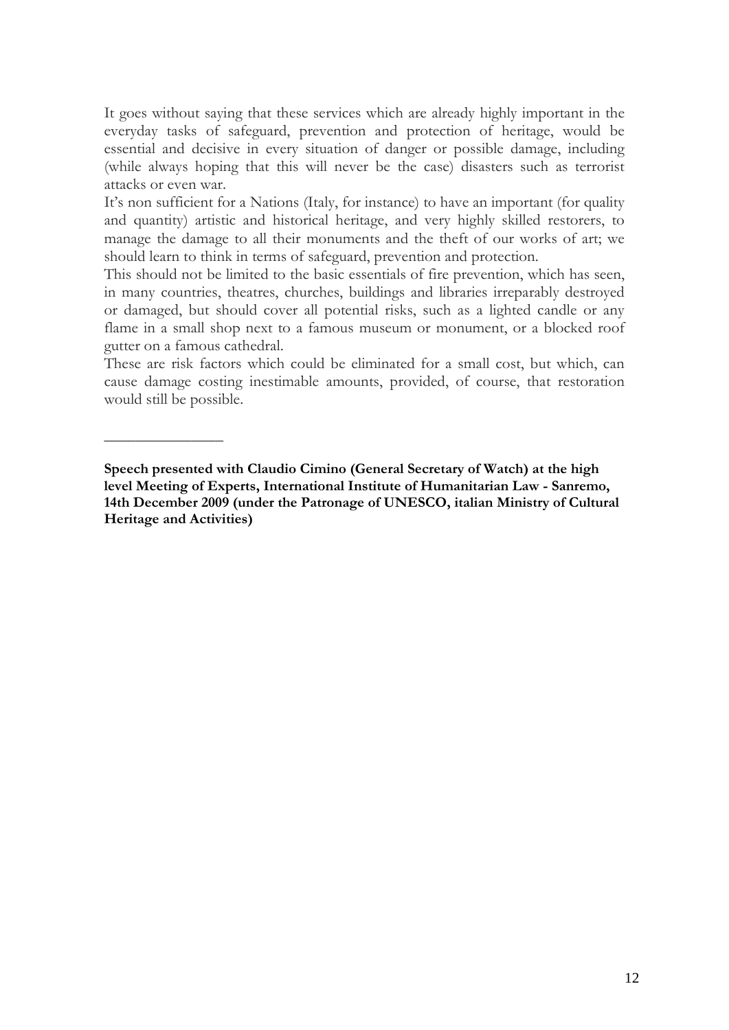It goes without saying that these services which are already highly important in the everyday tasks of safeguard, prevention and protection of heritage, would be essential and decisive in every situation of danger or possible damage, including (while always hoping that this will never be the case) disasters such as terrorist attacks or even war.

It's non sufficient for a Nations (Italy, for instance) to have an important (for quality and quantity) artistic and historical heritage, and very highly skilled restorers, to manage the damage to all their monuments and the theft of our works of art; we should learn to think in terms of safeguard, prevention and protection.

This should not be limited to the basic essentials of fire prevention, which has seen, in many countries, theatres, churches, buildings and libraries irreparably destroyed or damaged, but should cover all potential risks, such as a lighted candle or any flame in a small shop next to a famous museum or monument, or a blocked roof gutter on a famous cathedral.

These are risk factors which could be eliminated for a small cost, but which, can cause damage costing inestimable amounts, provided, of course, that restoration would still be possible.

---

**Speech presented with Claudio Cimino (General Secretary of Watch) at the high level Meeting of Experts, International Institute of Humanitarian Law - Sanremo, 14th December 2009 (under the Patronage of UNESCO, italian Ministry of Cultural Heritage and Activities)**